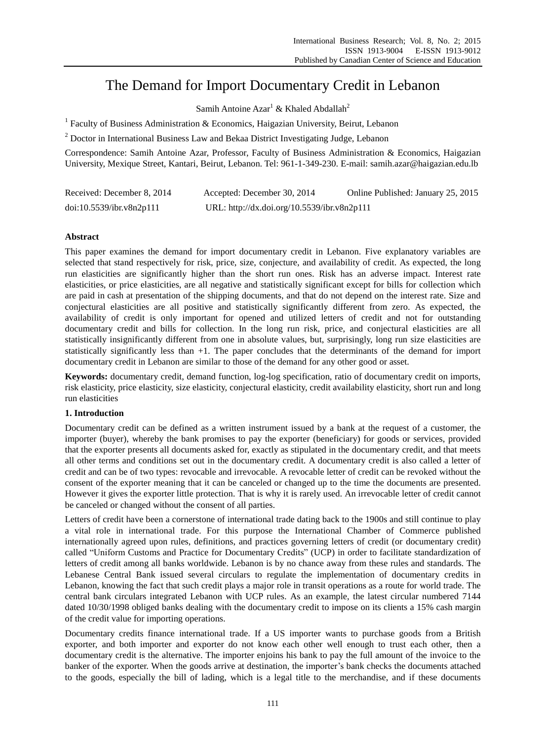# The Demand for Import Documentary Credit in Lebanon

Samih Antoine Azar[1] & Khaled Abdallah[2]

[1] Faculty of Business Administration & Economics, Haigazian University, Beirut, Lebanon

[2] Doctor in International Business Law and Bekaa District Investigating Judge, Lebanon

Correspondence: Samih Antoine Azar, Professor, Faculty of Business Administration & Economics, Haigazian University, Mexique Street, Kantari, Beirut, Lebanon. Tel: 961-1-349-230. E-mail: samih.azar@haigazian.edu.lb

Received: December 8, 2014 Accepted: December 30, 2014 Online Published: January 25, 2015

doi:10.5539/ibr.v8n2p111 URL: http://dx.doi.org/10.5539/ibr.v8n2p111

## Abstract

This paper examines the demand for import documentary credit in Lebanon. Five explanatory variables are selected that stand respectively for risk, price, size, conjecture, and availability of credit. As expected, the long run elasticities are significantly higher than the short run ones. Risk has an adverse impact. Interest rate elasticities, or price elasticities, are all negative and statistically significant except for bills for collection which are paid in cash at presentation of the shipping documents, and that do not depend on the interest rate. Size and conjectural elasticities are all positive and statistically significantly different from zero. As expected, the availability of credit is only important for opened and utilized letters of credit and not for outstanding documentary credit and bills for collection. In the long run risk, price, and conjectural elasticities are all statistically insignificantly different from one in absolute values, but, surprisingly, long run size elasticities are statistically significantly less than +1. The paper concludes that the determinants of the demand for import documentary credit in Lebanon are similar to those of the demand for any other good or asset.

**Keywords:** documentary credit, demand function, log-log specification, ratio of documentary credit on imports, risk elasticity, price elasticity, size elasticity, conjectural elasticity, credit availability elasticity, short run and long run elasticities

## 1. Introduction

Documentary credit can be defined as a written instrument issued by a bank at the request of a customer, the importer (buyer), whereby the bank promises to pay the exporter (beneficiary) for goods or services, provided that the exporter presents all documents asked for, exactly as stipulated in the documentary credit, and that meets all other terms and conditions set out in the documentary credit. A documentary credit is also called a letter of credit and can be of two types: revocable and irrevocable. A revocable letter of credit can be revoked without the consent of the exporter meaning that it can be canceled or changed up to the time the documents are presented. However it gives the exporter little protection. That is why it is rarely used. An irrevocable letter of credit cannot be canceled or changed without the consent of all parties.

Letters of credit have been a cornerstone of international trade dating back to the 1900s and still continue to play a vital role in international trade. For this purpose the International Chamber of Commerce published internationally agreed upon rules, definitions, and practices governing letters of credit (or documentary credit) called "Uniform Customs and Practice for Documentary Credits" (UCP) in order to facilitate standardization of letters of credit among all banks worldwide. Lebanon is by no chance away from these rules and standards. The Lebanese Central Bank issued several circulars to regulate the implementation of documentary credits in Lebanon, knowing the fact that such credit plays a major role in transit operations as a route for world trade. The central bank circulars integrated Lebanon with UCP rules. As an example, the latest circular numbered 7144 dated 10/30/1998 obliged banks dealing with the documentary credit to impose on its clients a 15% cash margin of the credit value for importing operations.

Documentary credits finance international trade. If a US importer wants to purchase goods from a British exporter, and both importer and exporter do not know each other well enough to trust each other, then a documentary credit is the alternative. The importer enjoins his bank to pay the full amount of the invoice to the banker of the exporter. When the goods arrive at destination, the importer's bank checks the documents attached to the goods, especially the bill of lading, which is a legal title to the merchandise, and if these documents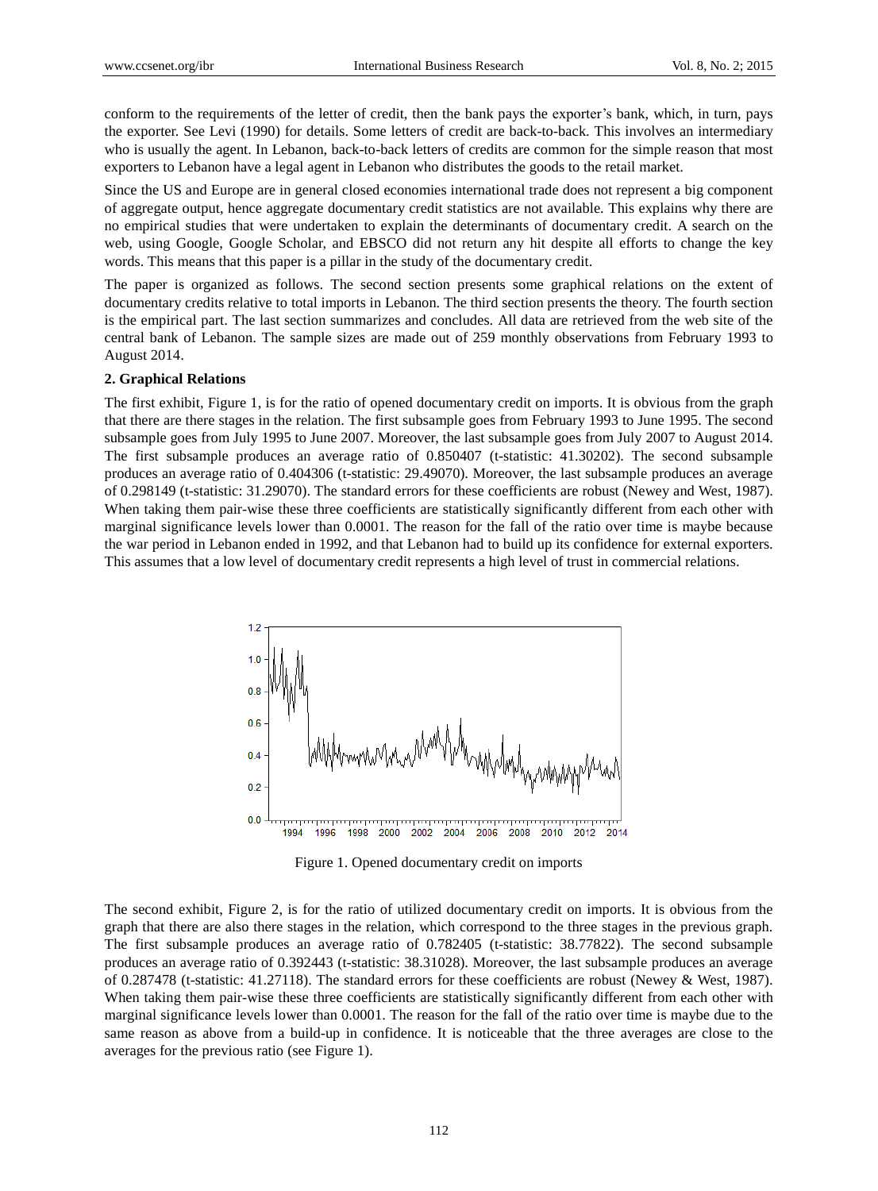conform to the requirements of the letter of credit, then the bank pays the exporter's bank, which, in turn, pays the exporter. See Levi (1990) for details. Some letters of credit are back-to-back. This involves an intermediary who is usually the agent. In Lebanon, back-to-back letters of credits are common for the simple reason that most exporters to Lebanon have a legal agent in Lebanon who distributes the goods to the retail market.

Since the US and Europe are in general closed economies international trade does not represent a big component of aggregate output, hence aggregate documentary credit statistics are not available. This explains why there are no empirical studies that were undertaken to explain the determinants of documentary credit. A search on the web, using Google, Google Scholar, and EBSCO did not return any hit despite all efforts to change the key words. This means that this paper is a pillar in the study of the documentary credit.

The paper is organized as follows. The second section presents some graphical relations on the extent of documentary credits relative to total imports in Lebanon. The third section presents the theory. The fourth section is the empirical part. The last section summarizes and concludes. All data are retrieved from the web site of the central bank of Lebanon. The sample sizes are made out of 259 monthly observations from February 1993 to August 2014.

## 2. Graphical Relations

The first exhibit, Figure 1, is for the ratio of opened documentary credit on imports. It is obvious from the graph that there are there stages in the relation. The first subsample goes from February 1993 to June 1995. The second subsample goes from July 1995 to June 2007. Moreover, the last subsample goes from July 2007 to August 2014. The first subsample produces an average ratio of 0.850407 (t-statistic: 41.30202). The second subsample produces an average ratio of 0.404306 (t-statistic: 29.49070). Moreover, the last subsample produces an average of 0.298149 (t-statistic: 31.29070). The standard errors for these coefficients are robust (Newey and West, 1987). When taking them pair-wise these three coefficients are statistically significantly different from each other with marginal significance levels lower than 0.0001. The reason for the fall of the ratio over time is maybe because the war period in Lebanon ended in 1992, and that Lebanon had to build up its confidence for external exporters. This assumes that a low level of documentary credit represents a high level of trust in commercial relations.

Figure 1. Opened documentary credit on imports

The second exhibit, Figure 2, is for the ratio of utilized documentary credit on imports. It is obvious from the graph that there are also there stages in the relation, which correspond to the three stages in the previous graph. The first subsample produces an average ratio of 0.782405 (t-statistic: 38.77822). The second subsample produces an average ratio of 0.392443 (t-statistic: 38.31028). Moreover, the last subsample produces an average of 0.287478 (t-statistic: 41.27118). The standard errors for these coefficients are robust (Newey & West, 1987). When taking them pair-wise these three coefficients are statistically significantly different from each other with marginal significance levels lower than 0.0001. The reason for the fall of the ratio over time is maybe due to the same reason as above from a build-up in confidence. It is noticeable that the three averages are close to the averages for the previous ratio (see Figure 1).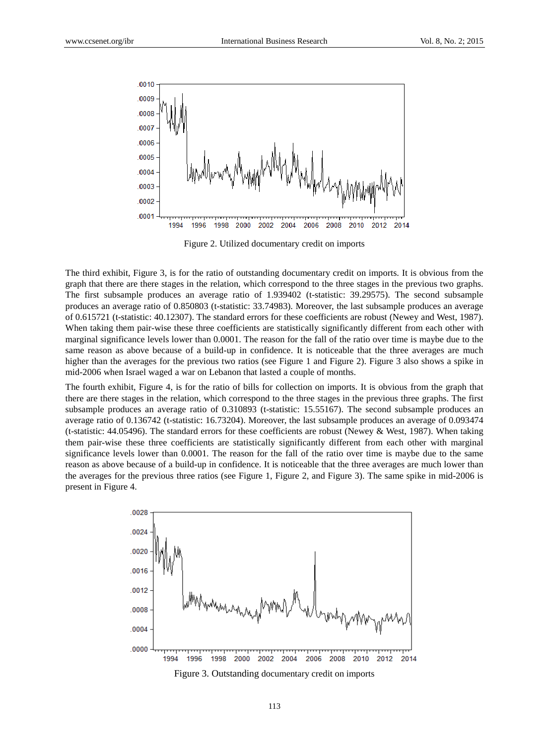Figure 2. Utilized documentary credit on imports

The third exhibit, Figure 3, is for the ratio of outstanding documentary credit on imports. It is obvious from the graph that there are there stages in the relation, which correspond to the three stages in the previous two graphs. The first subsample produces an average ratio of 1.939402 (t-statistic: 39.29575). The second subsample produces an average ratio of 0.850803 (t-statistic: 33.74983). Moreover, the last subsample produces an average of 0.615721 (t-statistic: 40.12307). The standard errors for these coefficients are robust (Newey and West, 1987). When taking them pair-wise these three coefficients are statistically significantly different from each other with marginal significance levels lower than 0.0001. The reason for the fall of the ratio over time is maybe due to the same reason as above because of a build-up in confidence. It is noticeable that the three averages are much higher than the averages for the previous two ratios (see Figure 1 and Figure 2). Figure 3 also shows a spike in mid-2006 when Israel waged a war on Lebanon that lasted a couple of months.

The fourth exhibit, Figure 4, is for the ratio of bills for collection on imports. It is obvious from the graph that there are there stages in the relation, which correspond to the three stages in the previous three graphs. The first subsample produces an average ratio of 0.310893 (t-statistic: 15.55167). The second subsample produces an average ratio of 0.136742 (t-statistic: 16.73204). Moreover, the last subsample produces an average of 0.093474 (t-statistic: 44.05496). The standard errors for these coefficients are robust (Newey & West, 1987). When taking them pair-wise these three coefficients are statistically significantly different from each other with marginal significance levels lower than 0.0001. The reason for the fall of the ratio over time is maybe due to the same reason as above because of a build-up in confidence. It is noticeable that the three averages are much lower than the averages for the previous three ratios (see Figure 1, Figure 2, and Figure 3). The same spike in mid-2006 is present in Figure 4.

Figure 3. Outstanding documentary credit on imports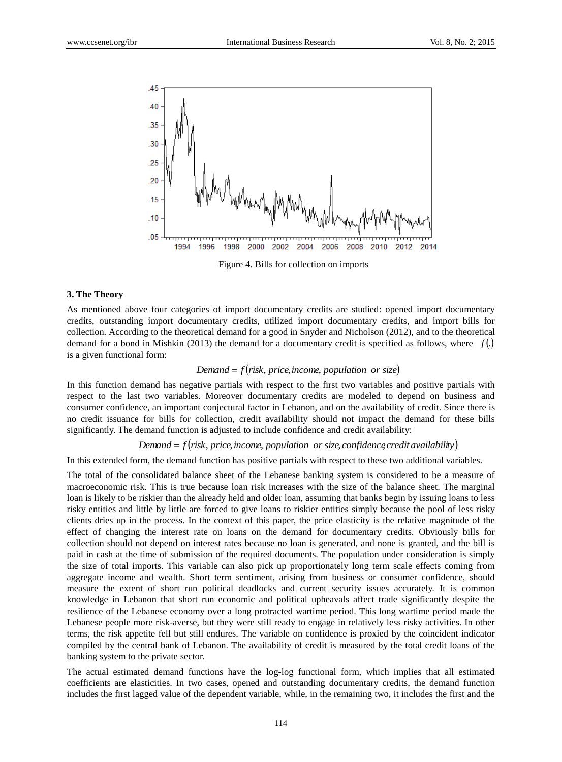Figure 4. Bills for collection on imports

### 3. The Theory

As mentioned above four categories of import documentary credits are studied: opened import documentary credits, outstanding import documentary credits, utilized import documentary credits, and import bills for collection. According to the theoretical demand for a good in Snyder and Nicholson (2012), and to the theoretical demand for a bond in Mishkin (2013) the demand for a documentary credit is specified as follows, where $f(.)$ is a given functional form:

$$Demand = f(risk,\ price, income,\ population\ \ or\ size)$$

In this function demand has negative partials with respect to the first two variables and positive partials with respect to the last two variables. Moreover documentary credits are modeled to depend on business and consumer confidence, an important conjectural factor in Lebanon, and on the availability of credit. Since there is no credit issuance for bills for collection, credit availability should not impact the demand for these bills significantly. The demand function is adjusted to include confidence and credit availability:

$$Demand = f(risk,\ price, income,\ population\ \ or\ size, confidence, credit\ availability)$$

In this extended form, the demand function has positive partials with respect to these two additional variables.

The total of the consolidated balance sheet of the Lebanese banking system is considered to be a measure of macroeconomic risk. This is true because loan risk increases with the size of the balance sheet. The marginal loan is likely to be riskier than the already held and older loan, assuming that banks begin by issuing loans to less risky entities and little by little are forced to give loans to riskier entities simply because the pool of less risky clients dries up in the process. In the context of this paper, the price elasticity is the relative magnitude of the effect of changing the interest rate on loans on the demand for documentary credits. Obviously bills for collection should not depend on interest rates because no loan is generated, and none is granted, and the bill is paid in cash at the time of submission of the required documents. The population under consideration is simply the size of total imports. This variable can also pick up proportionately long term scale effects coming from aggregate income and wealth. Short term sentiment, arising from business or consumer confidence, should measure the extent of short run political deadlocks and current security issues accurately. It is common knowledge in Lebanon that short run economic and political upheavals affect trade significantly despite the resilience of the Lebanese economy over a long protracted wartime period. This long wartime period made the Lebanese people more risk-averse, but they were still ready to engage in relatively less risky activities. In other terms, the risk appetite fell but still endures. The variable on confidence is proxied by the coincident indicator compiled by the central bank of Lebanon. The availability of credit is measured by the total credit loans of the banking system to the private sector.

The actual estimated demand functions have the log-log functional form, which implies that all estimated coefficients are elasticities. In two cases, opened and outstanding documentary credits, the demand function includes the first lagged value of the dependent variable, while, in the remaining two, it includes the first and the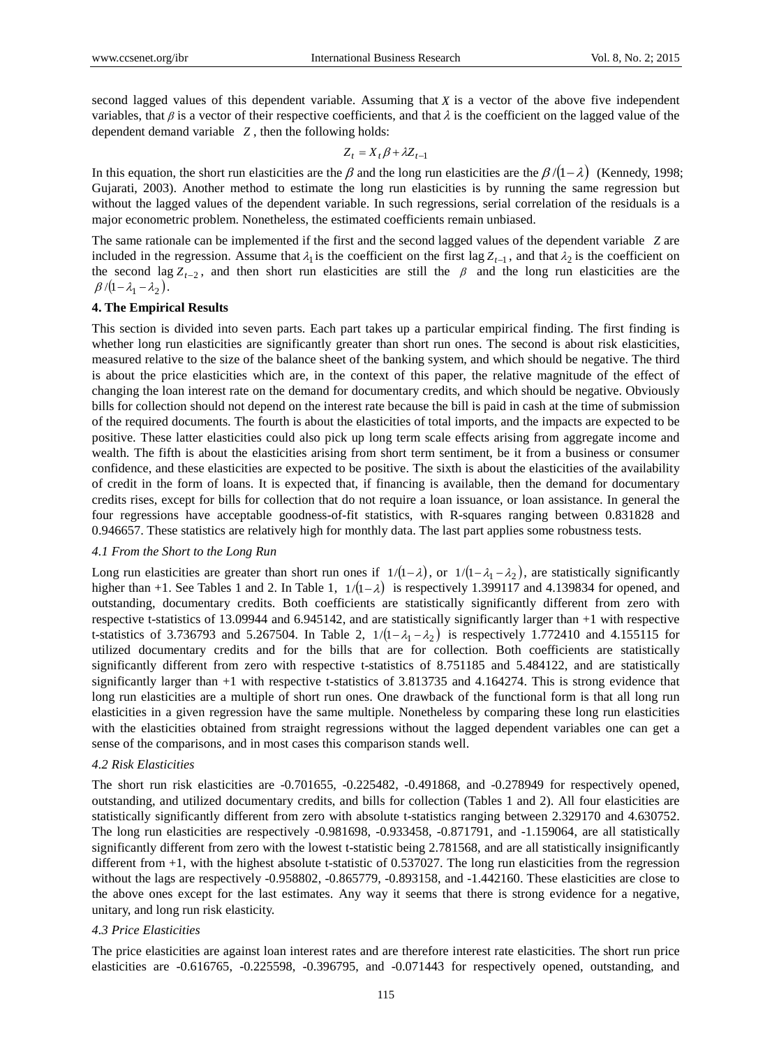second lagged values of this dependent variable. Assuming that $X$ is a vector of the above five independent variables, that $\beta$ is a vector of their respective coefficients, and that $\lambda$ is the coefficient on the lagged value of the dependent demand variable $Z$, then the following holds:

$$Z_t = X_t\beta + \lambda Z_{t-1}$$

In this equation, the short run elasticities are the $\beta$ and the long run elasticities are the $\beta/(1-\lambda)$ (Kennedy, 1998; Gujarati, 2003). Another method to estimate the long run elasticities is by running the same regression but without the lagged values of the dependent variable. In such regressions, serial correlation of the residuals is a major econometric problem. Nonetheless, the estimated coefficients remain unbiased.

The same rationale can be implemented if the first and the second lagged values of the dependent variable $Z$ are included in the regression. Assume that $\lambda_1$ is the coefficient on the first lag $Z_{t-1}$, and that $\lambda_2$ is the coefficient on the second lag $Z_{t-2}$, and then short run elasticities are still the $\beta$ and the long run elasticities are the $\beta/(1-\lambda_1-\lambda_2)$.

### 4. The Empirical Results

This section is divided into seven parts. Each part takes up a particular empirical finding. The first finding is whether long run elasticities are significantly greater than short run ones. The second is about risk elasticities, measured relative to the size of the balance sheet of the banking system, and which should be negative. The third is about the price elasticities which are, in the context of this paper, the relative magnitude of the effect of changing the loan interest rate on the demand for documentary credits, and which should be negative. Obviously bills for collection should not depend on the interest rate because the bill is paid in cash at the time of submission of the required documents. The fourth is about the elasticities of total imports, and the impacts are expected to be positive. These latter elasticities could also pick up long term scale effects arising from aggregate income and wealth. The fifth is about the elasticities arising from short term sentiment, be it from a business or consumer confidence, and these elasticities are expected to be positive. The sixth is about the elasticities of the availability of credit in the form of loans. It is expected that, if financing is available, then the demand for documentary credits rises, except for bills for collection that do not require a loan issuance, or loan assistance. In general the four regressions have acceptable goodness-of-fit statistics, with R-squares ranging between 0.831828 and 0.946657. These statistics are relatively high for monthly data. The last part applies some robustness tests.

#### *4.1 From the Short to the Long Run*

Long run elasticities are greater than short run ones if $1/(1-\lambda)$, or $1/(1-\lambda_1-\lambda_2)$, are statistically significantly higher than +1. See Tables 1 and 2. In Table 1, $1/(1-\lambda)$ is respectively 1.399117 and 4.139834 for opened, and outstanding, documentary credits. Both coefficients are statistically significantly different from zero with respective t-statistics of 13.09944 and 6.945142, and are statistically significantly larger than +1 with respective t-statistics of 3.736793 and 5.267504. In Table 2, $1/(1-\lambda_1-\lambda_2)$ is respectively 1.772410 and 4.155115 for utilized documentary credits and for the bills that are for collection. Both coefficients are statistically significantly different from zero with respective t-statistics of 8.751185 and 5.484122, and are statistically significantly larger than +1 with respective t-statistics of 3.813735 and 4.164274. This is strong evidence that long run elasticities are a multiple of short run ones. One drawback of the functional form is that all long run elasticities in a given regression have the same multiple. Nonetheless by comparing these long run elasticities with the elasticities obtained from straight regressions without the lagged dependent variables one can get a sense of the comparisons, and in most cases this comparison stands well.

#### *4.2 Risk Elasticities*

The short run risk elasticities are -0.701655, -0.225482, -0.491868, and -0.278949 for respectively opened, outstanding, and utilized documentary credits, and bills for collection (Tables 1 and 2). All four elasticities are statistically significantly different from zero with absolute t-statistics ranging between 2.329170 and 4.630752. The long run elasticities are respectively -0.981698, -0.933458, -0.871791, and -1.159064, are all statistically significantly different from zero with the lowest t-statistic being 2.781568, and are all statistically insignificantly different from +1, with the highest absolute t-statistic of 0.537027. The long run elasticities from the regression without the lags are respectively -0.958802, -0.865779, -0.893158, and -1.442160. These elasticities are close to the above ones except for the last estimates. Any way it seems that there is strong evidence for a negative, unitary, and long run risk elasticity.

#### *4.3 Price Elasticities*

The price elasticities are against loan interest rates and are therefore interest rate elasticities. The short run price elasticities are -0.616765, -0.225598, -0.396795, and -0.071443 for respectively opened, outstanding, and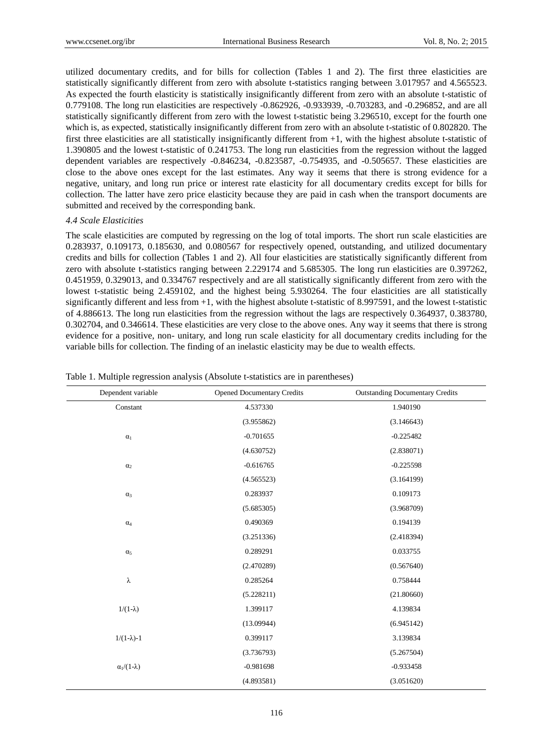utilized documentary credits, and for bills for collection (Tables 1 and 2). The first three elasticities are statistically significantly different from zero with absolute t-statistics ranging between 3.017957 and 4.565523. As expected the fourth elasticity is statistically insignificantly different from zero with an absolute t-statistic of 0.779108. The long run elasticities are respectively -0.862926, -0.933939, -0.703283, and -0.296852, and are all statistically significantly different from zero with the lowest t-statistic being 3.296510, except for the fourth one which is, as expected, statistically insignificantly different from zero with an absolute t-statistic of 0.802820. The first three elasticities are all statistically insignificantly different from +1, with the highest absolute t-statistic of 1.390805 and the lowest t-statistic of 0.241753. The long run elasticities from the regression without the lagged dependent variables are respectively -0.846234, -0.823587, -0.754935, and -0.505657. These elasticities are close to the above ones except for the last estimates. Any way it seems that there is strong evidence for a negative, unitary, and long run price or interest rate elasticity for all documentary credits except for bills for collection. The latter have zero price elasticity because they are paid in cash when the transport documents are submitted and received by the corresponding bank.

### *4.4 Scale Elasticities*

The scale elasticities are computed by regressing on the log of total imports. The short run scale elasticities are 0.283937, 0.109173, 0.185630, and 0.080567 for respectively opened, outstanding, and utilized documentary credits and bills for collection (Tables 1 and 2). All four elasticities are statistically significantly different from zero with absolute t-statistics ranging between 2.229174 and 5.685305. The long run elasticities are 0.397262, 0.451959, 0.329013, and 0.334767 respectively and are all statistically significantly different from zero with the lowest t-statistic being 2.459102, and the highest being 5.930264. The four elasticities are all statistically significantly different and less from +1, with the highest absolute t-statistic of 8.997591, and the lowest t-statistic of 4.886613. The long run elasticities from the regression without the lags are respectively 0.364937, 0.383780, 0.302704, and 0.346614. These elasticities are very close to the above ones. Any way it seems that there is strong evidence for a positive, non- unitary, and long run scale elasticity for all documentary credits including for the variable bills for collection. The finding of an inelastic elasticity may be due to wealth effects.

Table 1. Multiple regression analysis (Absolute t-statistics are in parentheses)

| Dependent variable | Opened Documentary Credits | Outstanding Documentary Credits |
|---|---|---|
| Constant | 4.537330 | 1.940190 |
| | (3.955862) | (3.146643) |
| $\alpha_1$ | -0.701655 | -0.225482 |
| | (4.630752) | (2.838071) |
| $\alpha_2$ | -0.616765 | -0.225598 |
| | (4.565523) | (3.164199) |
| $\alpha_3$ | 0.283937 | 0.109173 |
| | (5.685305) | (3.968709) |
| $\alpha_4$ | 0.490369 | 0.194139 |
| | (3.251336) | (2.418394) |
| $\alpha_5$ | 0.289291 | 0.033755 |
| | (2.470289) | (0.567640) |
| $\lambda$ | 0.285264 | 0.758444 |
| | (5.228211) | (21.80660) |
| $1/(1-\lambda)$ | 1.399117 | 4.139834 |
| | (13.09944) | (6.945142) |
| $1/(1-\lambda)-1$ | 0.399117 | 3.139834 |
| | (3.736793) | (5.267504) |
| $\alpha_1/(1-\lambda)$ | -0.981698 | -0.933458 |
| | (4.893581) | (3.051620) |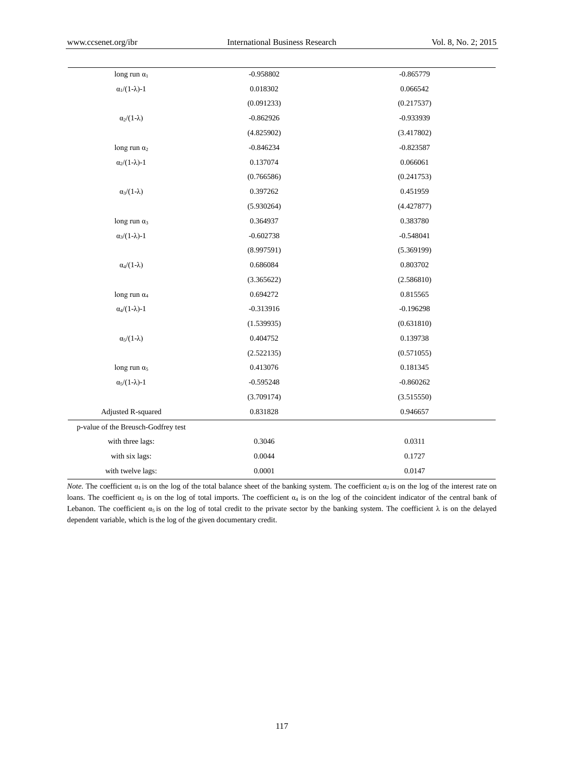| | | |
|---|---|---|
| long run $\alpha_1$ | -0.958802 | -0.865779 |
| $\alpha_1/(1-\lambda)-1$ | 0.018302 | 0.066542 |
| | (0.091233) | (0.217537) |
| $\alpha_2/(1-\lambda)$ | -0.862926 | -0.933939 |
| | (4.825902) | (3.417802) |
| long run $\alpha_2$ | -0.846234 | -0.823587 |
| $\alpha_2/(1-\lambda)-1$ | 0.137074 | 0.066061 |
| | (0.766586) | (0.241753) |
| $\alpha_3/(1-\lambda)$ | 0.397262 | 0.451959 |
| | (5.930264) | (4.427877) |
| long run $\alpha_3$ | 0.364937 | 0.383780 |
| $\alpha_3/(1-\lambda)-1$ | -0.602738 | -0.548041 |
| | (8.997591) | (5.369199) |
| $\alpha_4/(1-\lambda)$ | 0.686084 | 0.803702 |
| | (3.365622) | (2.586810) |
| long run $\alpha_4$ | 0.694272 | 0.815565 |
| $\alpha_4/(1-\lambda)-1$ | -0.313916 | -0.196298 |
| | (1.539935) | (0.631810) |
| $\alpha_5/(1-\lambda)$ | 0.404752 | 0.139738 |
| | (2.522135) | (0.571055) |
| long run $\alpha_5$ | 0.413076 | 0.181345 |
| $\alpha_5/(1-\lambda)-1$ | -0.595248 | -0.860262 |
| | (3.709174) | (3.515550) |
| Adjusted R-squared | 0.831828 | 0.946657 |
| p-value of the Breusch-Godfrey test | | |
| with three lags: | 0.3046 | 0.0311 |
| with six lags: | 0.0044 | 0.1727 |
| with twelve lags: | 0.0001 | 0.0147 |

*Note.* The coefficient $\alpha_1$ is on the log of the total balance sheet of the banking system. The coefficient $\alpha_2$ is on the log of the interest rate on loans. The coefficient $\alpha_3$ is on the log of total imports. The coefficient $\alpha_4$ is on the log of the coincident indicator of the central bank of Lebanon. The coefficient $\alpha_5$ is on the log of total credit to the private sector by the banking system. The coefficient $\lambda$ is on the delayed dependent variable, which is the log of the given documentary credit.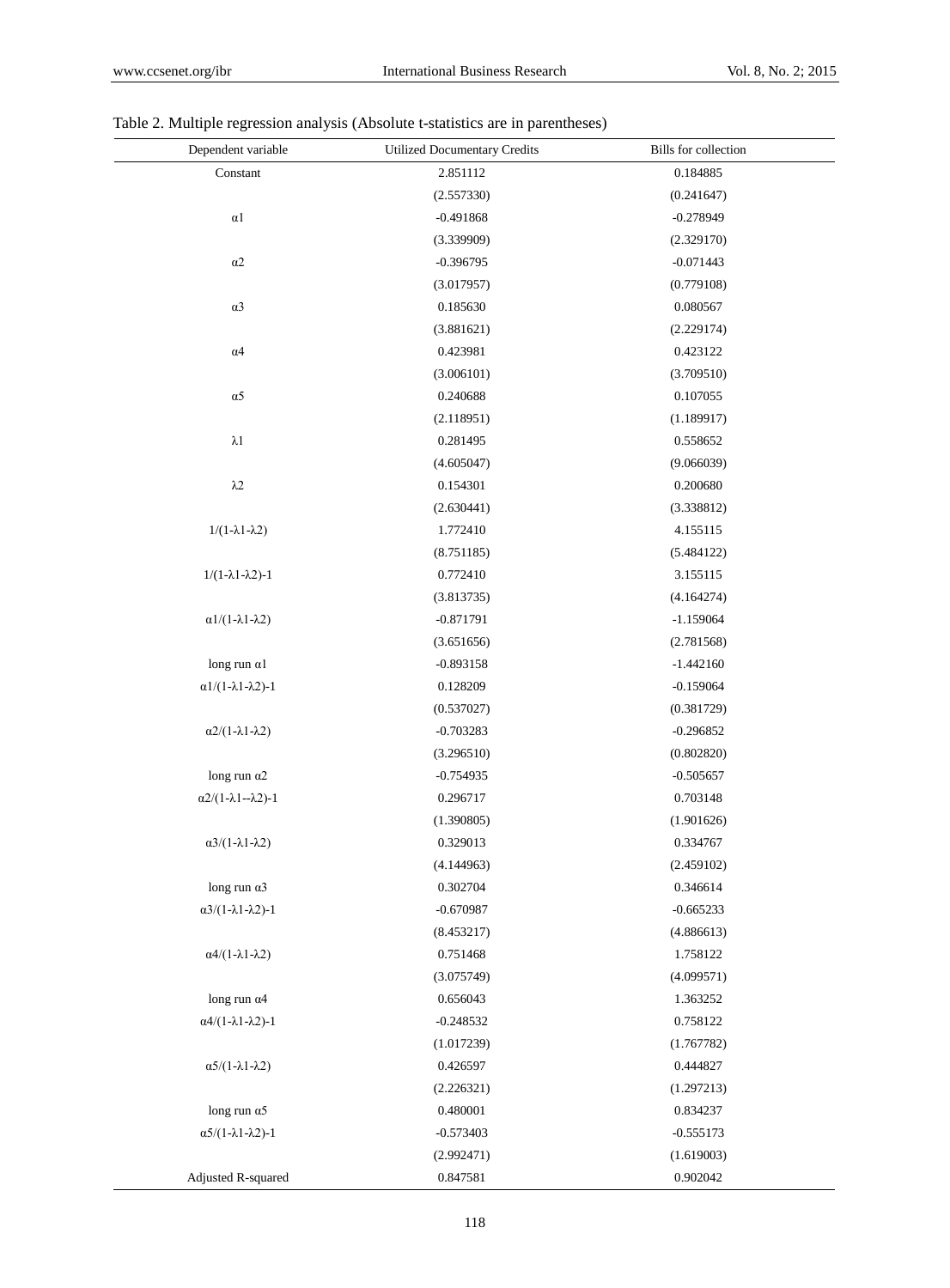Table 2. Multiple regression analysis (Absolute t-statistics are in parentheses)

| Dependent variable | Utilized Documentary Credits | Bills for collection |
|---|---|---|
| Constant | 2.851112 | 0.184885 |
| | (2.557330) | (0.241647) |
| α1 | -0.491868 | -0.278949 |
| | (3.339909) | (2.329170) |
| α2 | -0.396795 | -0.071443 |
| | (3.017957) | (0.779108) |
| α3 | 0.185630 | 0.080567 |
| | (3.881621) | (2.229174) |
| α4 | 0.423981 | 0.423122 |
| | (3.006101) | (3.709510) |
| α5 | 0.240688 | 0.107055 |
| | (2.118951) | (1.189917) |
| λ1 | 0.281495 | 0.558652 |
| | (4.605047) | (9.066039) |
| λ2 | 0.154301 | 0.200680 |
| | (2.630441) | (3.338812) |
| 1/(1-λ1-λ2) | 1.772410 | 4.155115 |
| | (8.751185) | (5.484122) |
| 1/(1-λ1-λ2)-1 | 0.772410 | 3.155115 |
| | (3.813735) | (4.164274) |
| α1/(1-λ1-λ2) | -0.871791 | -1.159064 |
| | (3.651656) | (2.781568) |
| long run α1 | -0.893158 | -1.442160 |
| α1/(1-λ1-λ2)-1 | 0.128209 | -0.159064 |
| | (0.537027) | (0.381729) |
| α2/(1-λ1-λ2) | -0.703283 | -0.296852 |
| | (3.296510) | (0.802820) |
| long run α2 | -0.754935 | -0.505657 |
| α2/(1-λ1--λ2)-1 | 0.296717 | 0.703148 |
| | (1.390805) | (1.901626) |
| α3/(1-λ1-λ2) | 0.329013 | 0.334767 |
| | (4.144963) | (2.459102) |
| long run α3 | 0.302704 | 0.346614 |
| α3/(1-λ1-λ2)-1 | -0.670987 | -0.665233 |
| | (8.453217) | (4.886613) |
| α4/(1-λ1-λ2) | 0.751468 | 1.758122 |
| | (3.075749) | (4.099571) |
| long run α4 | 0.656043 | 1.363252 |
| α4/(1-λ1-λ2)-1 | -0.248532 | 0.758122 |
| | (1.017239) | (1.767782) |
| α5/(1-λ1-λ2) | 0.426597 | 0.444827 |
| | (2.226321) | (1.297213) |
| long run α5 | 0.480001 | 0.834237 |
| α5/(1-λ1-λ2)-1 | -0.573403 | -0.555173 |
| | (2.992471) | (1.619003) |
| Adjusted R-squared | 0.847581 | 0.902042 |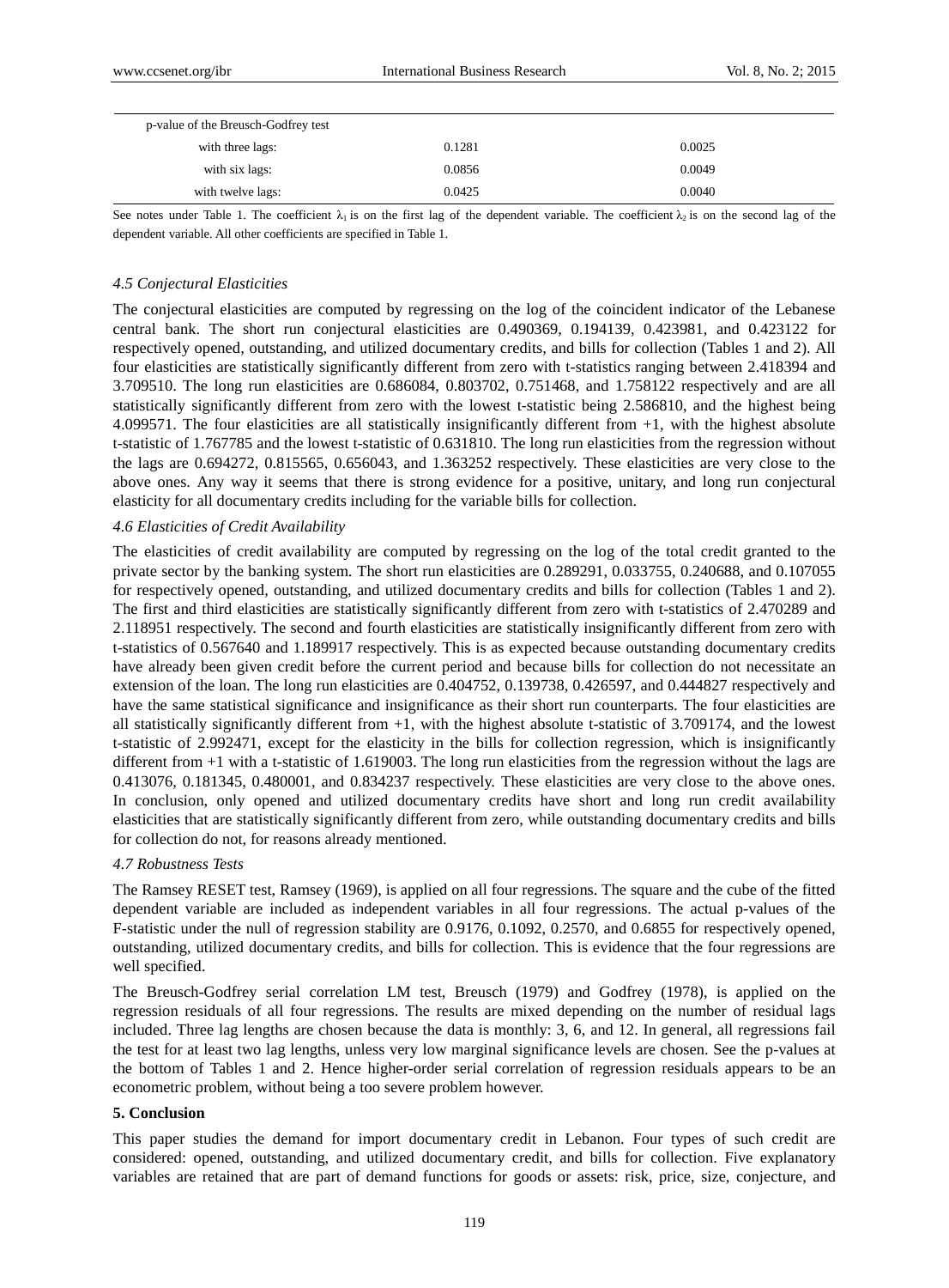| p-value of the Breusch-Godfrey test | | |
|---|---|---|
| with three lags: | 0.1281 | 0.0025 |
| with six lags: | 0.0856 | 0.0049 |
| with twelve lags: | 0.0425 | 0.0040 |

See notes under Table 1. The coefficient $\lambda_1$ is on the first lag of the dependent variable. The coefficient $\lambda_2$ is on the second lag of the dependent variable. All other coefficients are specified in Table 1.

### *4.5 Conjectural Elasticities*

The conjectural elasticities are computed by regressing on the log of the coincident indicator of the Lebanese central bank. The short run conjectural elasticities are 0.490369, 0.194139, 0.423981, and 0.423122 for respectively opened, outstanding, and utilized documentary credits, and bills for collection (Tables 1 and 2). All four elasticities are statistically significantly different from zero with t-statistics ranging between 2.418394 and 3.709510. The long run elasticities are 0.686084, 0.803702, 0.751468, and 1.758122 respectively and are all statistically significantly different from zero with the lowest t-statistic being 2.586810, and the highest being 4.099571. The four elasticities are all statistically insignificantly different from +1, with the highest absolute t-statistic of 1.767785 and the lowest t-statistic of 0.631810. The long run elasticities from the regression without the lags are 0.694272, 0.815565, 0.656043, and 1.363252 respectively. These elasticities are very close to the above ones. Any way it seems that there is strong evidence for a positive, unitary, and long run conjectural elasticity for all documentary credits including for the variable bills for collection.

### *4.6 Elasticities of Credit Availability*

The elasticities of credit availability are computed by regressing on the log of the total credit granted to the private sector by the banking system. The short run elasticities are 0.289291, 0.033755, 0.240688, and 0.107055 for respectively opened, outstanding, and utilized documentary credits and bills for collection (Tables 1 and 2). The first and third elasticities are statistically significantly different from zero with t-statistics of 2.470289 and 2.118951 respectively. The second and fourth elasticities are statistically insignificantly different from zero with t-statistics of 0.567640 and 1.189917 respectively. This is as expected because outstanding documentary credits have already been given credit before the current period and because bills for collection do not necessitate an extension of the loan. The long run elasticities are 0.404752, 0.139738, 0.426597, and 0.444827 respectively and have the same statistical significance and insignificance as their short run counterparts. The four elasticities are all statistically significantly different from +1, with the highest absolute t-statistic of 3.709174, and the lowest t-statistic of 2.992471, except for the elasticity in the bills for collection regression, which is insignificantly different from +1 with a t-statistic of 1.619003. The long run elasticities from the regression without the lags are 0.413076, 0.181345, 0.480001, and 0.834237 respectively. These elasticities are very close to the above ones. In conclusion, only opened and utilized documentary credits have short and long run credit availability elasticities that are statistically significantly different from zero, while outstanding documentary credits and bills for collection do not, for reasons already mentioned.

### *4.7 Robustness Tests*

The Ramsey RESET test, Ramsey (1969), is applied on all four regressions. The square and the cube of the fitted dependent variable are included as independent variables in all four regressions. The actual p-values of the F-statistic under the null of regression stability are 0.9176, 0.1092, 0.2570, and 0.6855 for respectively opened, outstanding, utilized documentary credits, and bills for collection. This is evidence that the four regressions are well specified.

The Breusch-Godfrey serial correlation LM test, Breusch (1979) and Godfrey (1978), is applied on the regression residuals of all four regressions. The results are mixed depending on the number of residual lags included. Three lag lengths are chosen because the data is monthly: 3, 6, and 12. In general, all regressions fail the test for at least two lag lengths, unless very low marginal significance levels are chosen. See the p-values at the bottom of Tables 1 and 2. Hence higher-order serial correlation of regression residuals appears to be an econometric problem, without being a too severe problem however.

## **5. Conclusion**

This paper studies the demand for import documentary credit in Lebanon. Four types of such credit are considered: opened, outstanding, and utilized documentary credit, and bills for collection. Five explanatory variables are retained that are part of demand functions for goods or assets: risk, price, size, conjecture, and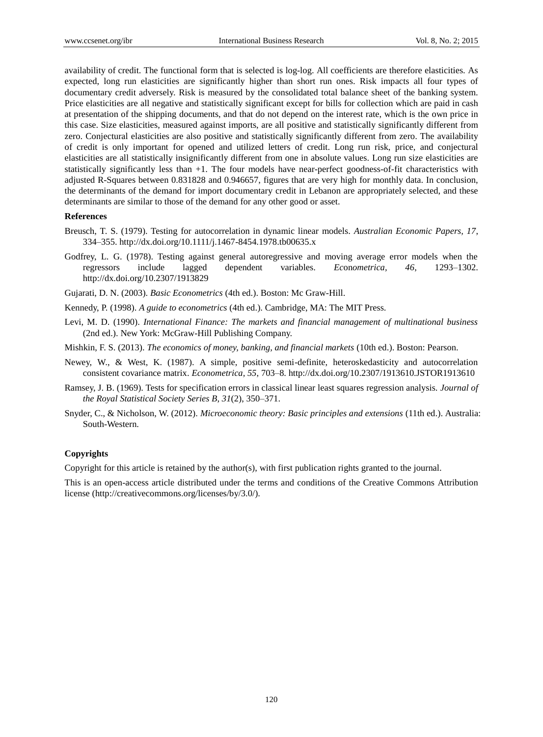availability of credit. The functional form that is selected is log-log. All coefficients are therefore elasticities. As expected, long run elasticities are significantly higher than short run ones. Risk impacts all four types of documentary credit adversely. Risk is measured by the consolidated total balance sheet of the banking system. Price elasticities are all negative and statistically significant except for bills for collection which are paid in cash at presentation of the shipping documents, and that do not depend on the interest rate, which is the own price in this case. Size elasticities, measured against imports, are all positive and statistically significantly different from zero. Conjectural elasticities are also positive and statistically significantly different from zero. The availability of credit is only important for opened and utilized letters of credit. Long run risk, price, and conjectural elasticities are all statistically insignificantly different from one in absolute values. Long run size elasticities are statistically significantly less than +1. The four models have near-perfect goodness-of-fit characteristics with adjusted R-Squares between 0.831828 and 0.946657, figures that are very high for monthly data. In conclusion, the determinants of the demand for import documentary credit in Lebanon are appropriately selected, and these determinants are similar to those of the demand for any other good or asset.

## References

Breusch, T. S. (1979). Testing for autocorrelation in dynamic linear models. *Australian Economic Papers, 17*, 334–355. http://dx.doi.org/10.1111/j.1467-8454.1978.tb00635.x

Godfrey, L. G. (1978). Testing against general autoregressive and moving average error models when the regressors include lagged dependent variables. *Econometrica, 46*, 1293–1302. http://dx.doi.org/10.2307/1913829

Gujarati, D. N. (2003). *Basic Econometrics* (4th ed.). Boston: Mc Graw-Hill.

Kennedy, P. (1998). *A guide to econometrics* (4th ed.). Cambridge, MA: The MIT Press.

Levi, M. D. (1990). *International Finance: The markets and financial management of multinational business* (2nd ed.). New York: McGraw-Hill Publishing Company.

Mishkin, F. S. (2013). *The economics of money, banking, and financial markets* (10th ed.). Boston: Pearson.

Newey, W., & West, K. (1987). A simple, positive semi-definite, heteroskedasticity and autocorrelation consistent covariance matrix. *Econometrica, 55*, 703–8. http://dx.doi.org/10.2307/1913610.JSTOR1913610

Ramsey, J. B. (1969). Tests for specification errors in classical linear least squares regression analysis. *Journal of the Royal Statistical Society Series B, 31*(2), 350–371.

Snyder, C., & Nicholson, W. (2012). *Microeconomic theory: Basic principles and extensions* (11th ed.). Australia: South-Western.

## Copyrights

Copyright for this article is retained by the author(s), with first publication rights granted to the journal.

This is an open-access article distributed under the terms and conditions of the Creative Commons Attribution license (http://creativecommons.org/licenses/by/3.0/).